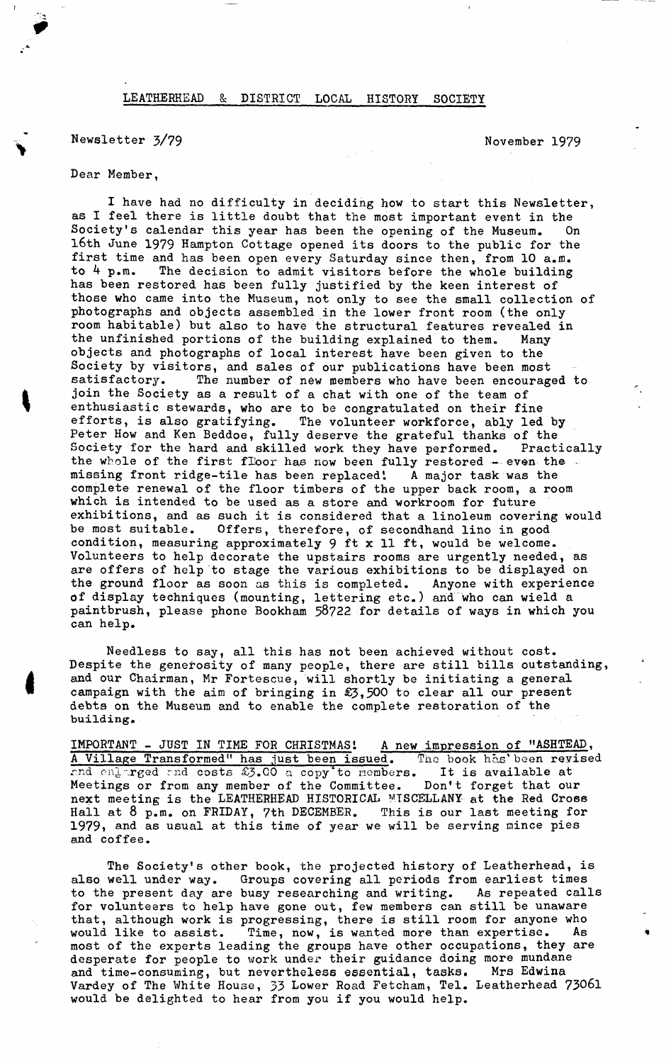# LEATHERHEAD & DISTRICT LOCAL HISTORY SOCIETY

Newsletter 3/79

November 1979

Dear Member,

I have had no difficulty in deciding how to start this Newsletter, as I feel there is little doubt that the most important event in the Society's calendar this year has been the opening of the Museum. On 16th June 1979 Hampton Cottage opened its doors to the public for the first time and has been open every Saturday since then, from 10 a.m. to 4 p.m. The decision to admit visitors before the whole building has been restored has been fully justified by the keen interest of those who came into the Museum, not only to see the small collection of photographs and objects assembled in the lower front room (the only room habitable) but also to have the structural features revealed in the unfinished portions of the building explained to them. Many objects and photographs of local interest have been given to the Society by visitors, and sales of our publications have been most satisfactory. The number of new members who have been encouraged to join the Society as a result of a chat with one of the team of enthusiastic stewards, who are to be congratulated on their fine efforts, is also gratifying. The volunteer workforce, ably led by Peter How and Ken Beddoe, fully deserve the grateful thanks of the Society for the hard and skilled work they have performed. Practically the whole of the first floor has now been fully restored – even the missing front ridge-tile has been replaced! A major task was the complete renewal of the floor timbers of the upper back room, a room which is intended to be used as a store and workroom for future exhibitions, and as such it is considered that a linoleum covering would be most suitable. Offers, therefore, of secondhand lino in good condition, measuring approximately 9 ft x 11 ft, would be welcome. Volunteers to help decorate the upstairs rooms are urgently needed, as are offers of help to stage the various exhibitions to be displayed on the ground floor as soon as this is completed. Anyone with experience of display techniques (mounting, lettering etc.) and who can wield a paintbrush, please phone Bookham 58722 for details of ways in which you can help.

Needless to say, all this has not been achieved without cost. Despite the generosity of many people, there are still bills outstanding, and our Chairman, Mr Fortescue, will shortly be initiating a general campaign with the aim of bringing in £3,500 to clear all our present debts on the Museum and to enable the complete restoration of the building.

IMPORTANT - JUST IN TIME FOR CHRISTMAS! A new impression of "ASHTEAD, A Village Transformed" has just been issued. The book has been revised and enlarged and costs £3.00 a copy to members. It is available at Meetings or from any member of the Committee. Don't forget that our next meeting is the LEATHERHEAD HISTORICAL MISCELLANY at the Red Cross Hall at 8 p.m. on FRIDAY, 7th DECEMBER. This is our last meeting for 1979, and as usual at this time of year we will be serving mince pies and coffee.

The Society's other book, the projected history of Leatherhead, is also well under way. Groups covering all periods from earliest times to the present day are busy researching and writing. As repeated calls for volunteers to help have gone out, few members can still be unaware that, although work is progressing, there is still room for anyone who would like to assist. Time, now, is wanted more than expertise. As most of the experts leading the groups have other occupations, they are desperate for people to work under their guidance doing more mundane and time-consuming, but nevertheless essential, tasks. Mrs Edwina Vardey of The White House, 33 Lower Road Fetcham, Tel. Leatherhead 73061 would be delighted to hear from you if you would help.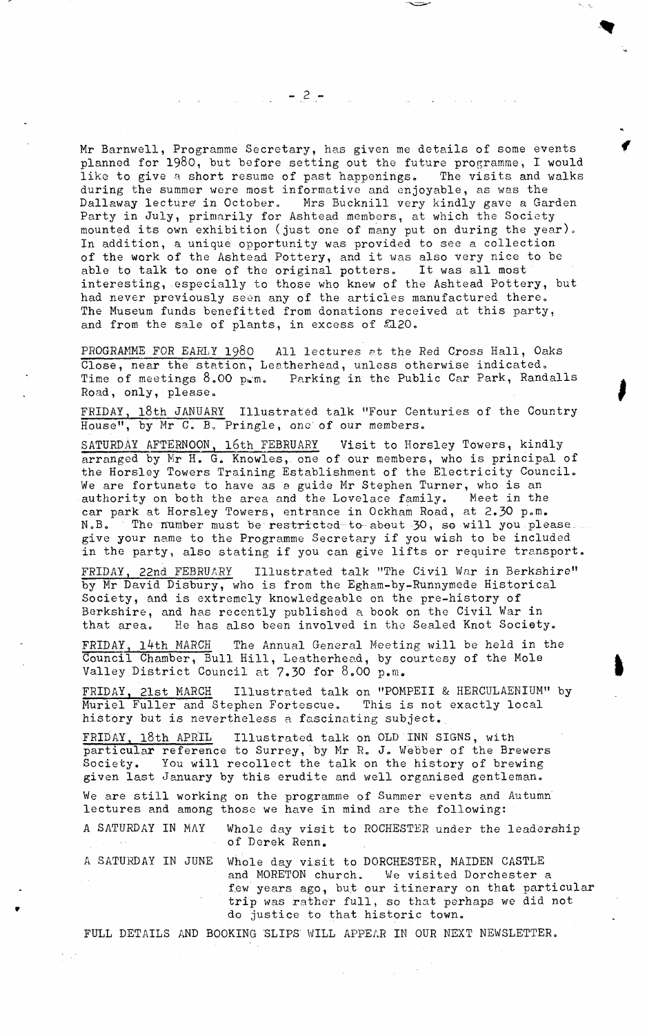Mr Barnwell, Programme Secretary, has given me details of some events planned for 1980, but before setting out the future programme, I would like to give a short resume of past happenings. The visits and walks during the summer were most informative and enjoyable, as was the Dallaway lecture in October. Mrs Bucknill very kindly gave a Garden Party in July, primarily for Ashtead members, at which the Society mounted its own exhibition (just one of many put on during the year). In addition, a unique opportunity was provided to see a collection of the work of the Ashtead Pottery, and it was also very nice to be able to talk to one of the original potters. It was all most interesting, especially to those who knew of the Ashtead Pottery, but had never previously seen any of the articles manufactured there. The Museum funds benefitted from donations received at this party, and from the sale of plants, in excess of £120.

<u>PROGRAMME FOR EARLY 1980</u> All lectures at the Red Cross Hall, Oaks Close, near the station, Leatherhead, unless otherwise indicated. Time of meetings 8.00 p.m. Parking in the Public Car Park, Randalls Road, only, please.

<u>FRIDAY, 18th JANUARY</u> Illustrated talk "Four Centuries of the Country House", by Mr C. B. Pringle, one of our members.

<u>SATURDAY AFTERNOON, 16th FEBRUARY</u> Visit to Horsley Towers, kindly arranged by Mr H. G. Knowles, one of our members, who is principal of the Horsley Towers Training Establishment of the Electricity Council. We are fortunate to have as a guide Mr Stephen Turner, who is an authority on both the area and the Lovelace family. Meet in the car park at Horsley Towers, entrance in Ockham Road, at 2.30 p.m. N.B. The number must be restricted to about 30, so will you please give your name to the Programme Secretary if you wish to be included in the party, also stating if you can give lifts or require transport.

<u>FRIDAY, 22nd FEBRUARY</u> Illustrated talk "The Civil War in Berkshire" by Mr David Disbury, who is from the Egham-by-Runnymede Historical Society, and is extremely knowledgeable on the pre-history of Berkshire, and has recently published a book on the Civil War in that area. He has also been involved in the Sealed Knot Society.

<u>FRIDAY, 14th MARCH</u> The Annual General Meeting will be held in the Council Chamber, Bull Hill, Leatherhead, by courtesy of the Mole Valley District Council at 7.30 for 8.00 p.m.

<u>FRIDAY, 21st MARCH</u> Illustrated talk on "POMPEII & HERCULAENIUM" by Muriel Fuller and Stephen Fortescue. This is not exactly local history but is nevertheless a fascinating subject.

<u>FRIDAY, 18th APRIL</u> Illustrated talk on OLD INN SIGNS, with particular reference to Surrey, by Mr R. J. Webber of the Brewers Society. You will recollect the talk on the history of brewing given last January by this erudite and well organised gentleman.

We are still working on the programme of Summer events and Autumn lectures and among those we have in mind are the following:

A SATURDAY IN MAY — Whole day visit to ROCHESTER under the leadership of Derek Renn.

A SATURDAY IN JUNE — Whole day visit to DORCHESTER, MAIDEN CASTLE and MORETON church. We visited Dorchester a few years ago, but our itinerary on that particular trip was rather full, so that perhaps we did not do justice to that historic town.

FULL DETAILS AND BOOKING SLIPS WILL APPEAR IN OUR NEXT NEWSLETTER.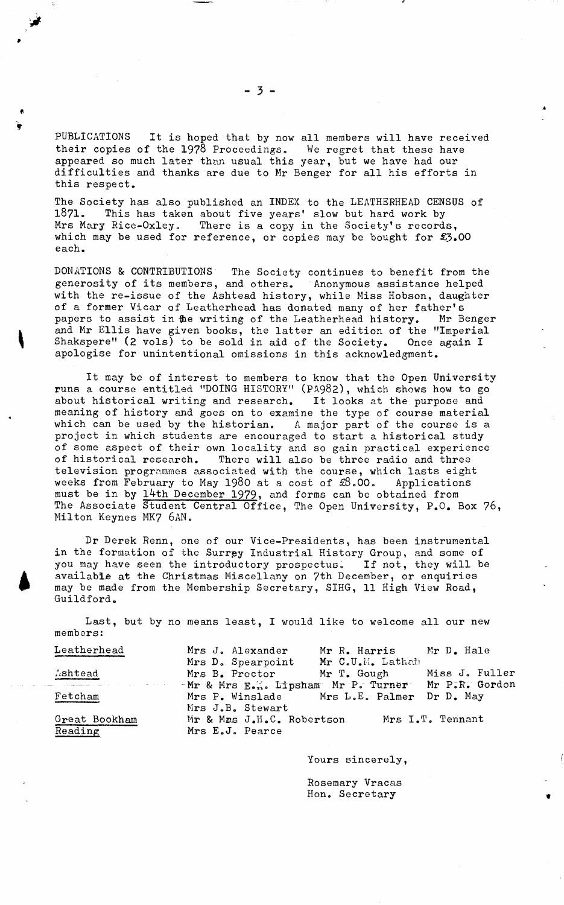PUBLICATIONS It is hoped that by now all members will have received their copies of the 1978 Proceedings. We regret that these have appeared so much later than usual this year, but we have had our difficulties and thanks are due to Mr Benger for all his efforts in this respect.

The Society has also published an INDEX to the LEATHERHEAD CENSUS of 1871. This has taken about five years' slow but hard work by Mrs Mary Rice-Oxley. There is a copy in the Society's records, which may be used for reference, or copies may be bought for £3.00 each.

DONATIONS & CONTRIBUTIONS The Society continues to benefit from the generosity of its members, and others. Anonymous assistance helped with the re-issue of the Ashtead history, while Miss Hobson, daughter of a former Vicar of Leatherhead has donated many of her father's papers to assist in the writing of the Leatherhead history. Mr Benger and Mr Ellis have given books, the latter an edition of the "Imperial Shakspere" (2 vols) to be sold in aid of the Society. Once again I apologise for unintentional omissions in this acknowledgment.

It may be of interest to members to know that the Open University runs a course entitled "DOING HISTORY" (PA982), which shows how to go about historical writing and research. It looks at the purpose and meaning of history and goes on to examine the type of course material which can be used by the historian. A major part of the course is a project in which students are encouraged to start a historical study of some aspect of their own locality and so gain practical experience of historical research. There will also be three radio and three television programmes associated with the course, which lasts eight weeks from February to May 1980 at a cost of £8.00. Applications must be in by 14th December 1979, and forms can be obtained from The Associate Student Central Office, The Open University, P.O. Box 76, Milton Keynes MK7 6AN.

Dr Derek Renn, one of our Vice-Presidents, has been instrumental in the formation of the Surrey Industrial History Group, and some of you may have seen the introductory prospectus. If not, they will be available at the Christmas Miscellany on 7th December, or enquiries may be made from the Membership Secretary, SIHG, 11 High View Road, Guildford.

Last, but by no means least, I would like to welcome all our new members:

| | | | |
|---|---|---|---|
| Leatherhead | Mrs J. Alexander | Mr R. Harris | Mr D. Hale |
| | Mrs D. Spearpoint | Mr C.U.M. Latham | |
| Ashtead | Mrs B. Proctor | Mr T. Gough | Miss J. Fuller |
| | Mr & Mrs E.K. Lipsham | Mr P. Turner | Mr P.R. Gordon |
| Fetcham | Mrs P. Winslade | Mrs L.E. Palmer | Dr D. May |
| | Mrs J.B. Stewart | | |
| Great Bookham | Mr & Mrs J.H.C. Robertson | | Mrs I.T. Tennant |
| Reading | Mrs E.J. Pearce | | |

Yours sincerely,

Rosemary Vracas
Hon. Secretary